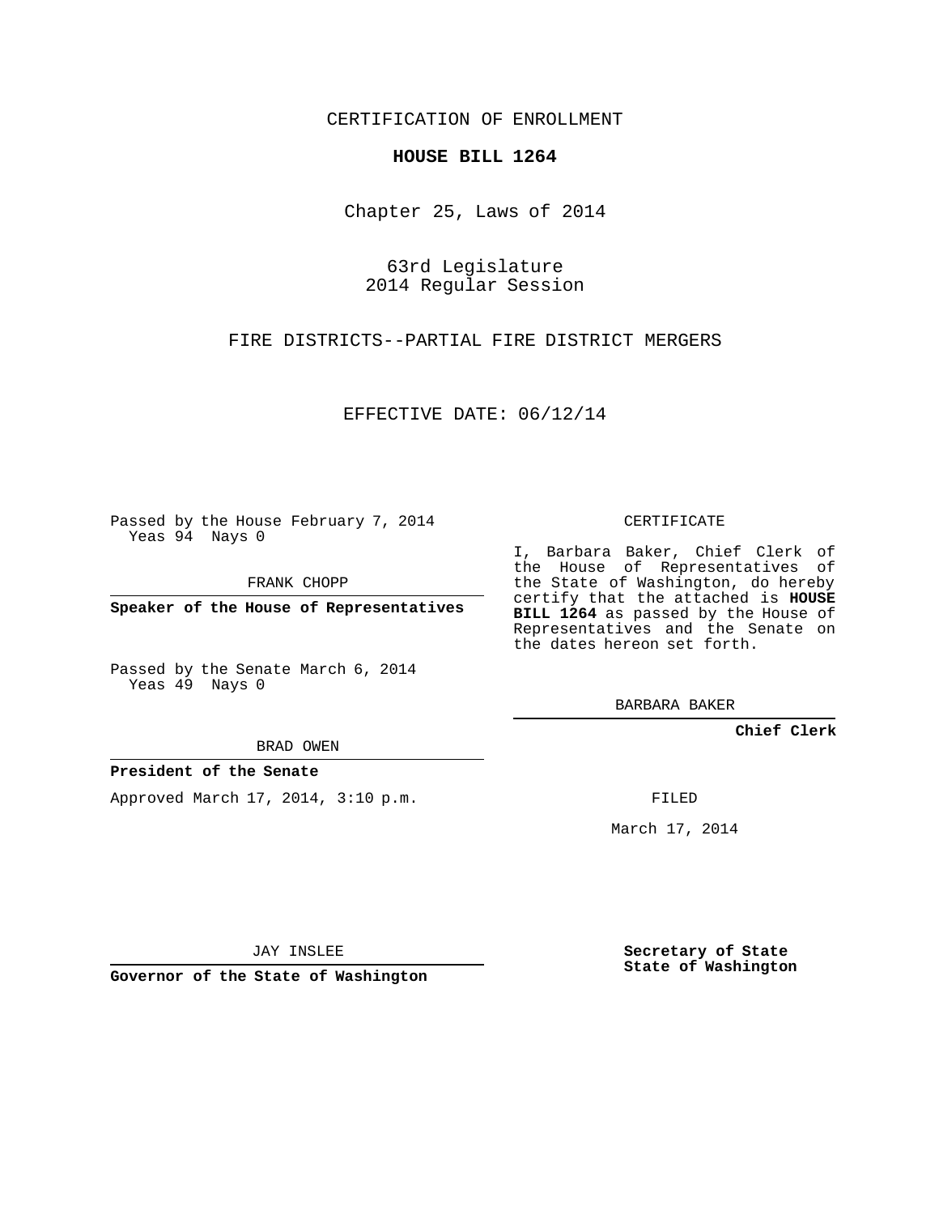CERTIFICATION OF ENROLLMENT

**HOUSE BILL 1264**

Chapter 25, Laws of 2014

63rd Legislature
2014 Regular Session

FIRE DISTRICTS--PARTIAL FIRE DISTRICT MERGERS

EFFECTIVE DATE: 06/12/14

Passed by the House February 7, 2014
Yeas 94 Nays 0

FRANK CHOPP

**Speaker of the House of Representatives**

Passed by the Senate March 6, 2014
Yeas 49 Nays 0

BRAD OWEN

**President of the Senate**

Approved March 17, 2014, 3:10 p.m.

JAY INSLEE

**Governor of the State of Washington**

CERTIFICATE

I, Barbara Baker, Chief Clerk of the House of Representatives of the State of Washington, do hereby certify that the attached is **HOUSE BILL 1264** as passed by the House of Representatives and the Senate on the dates hereon set forth.

BARBARA BAKER

**Chief Clerk**

FILED

March 17, 2014

**Secretary of State**
**State of Washington**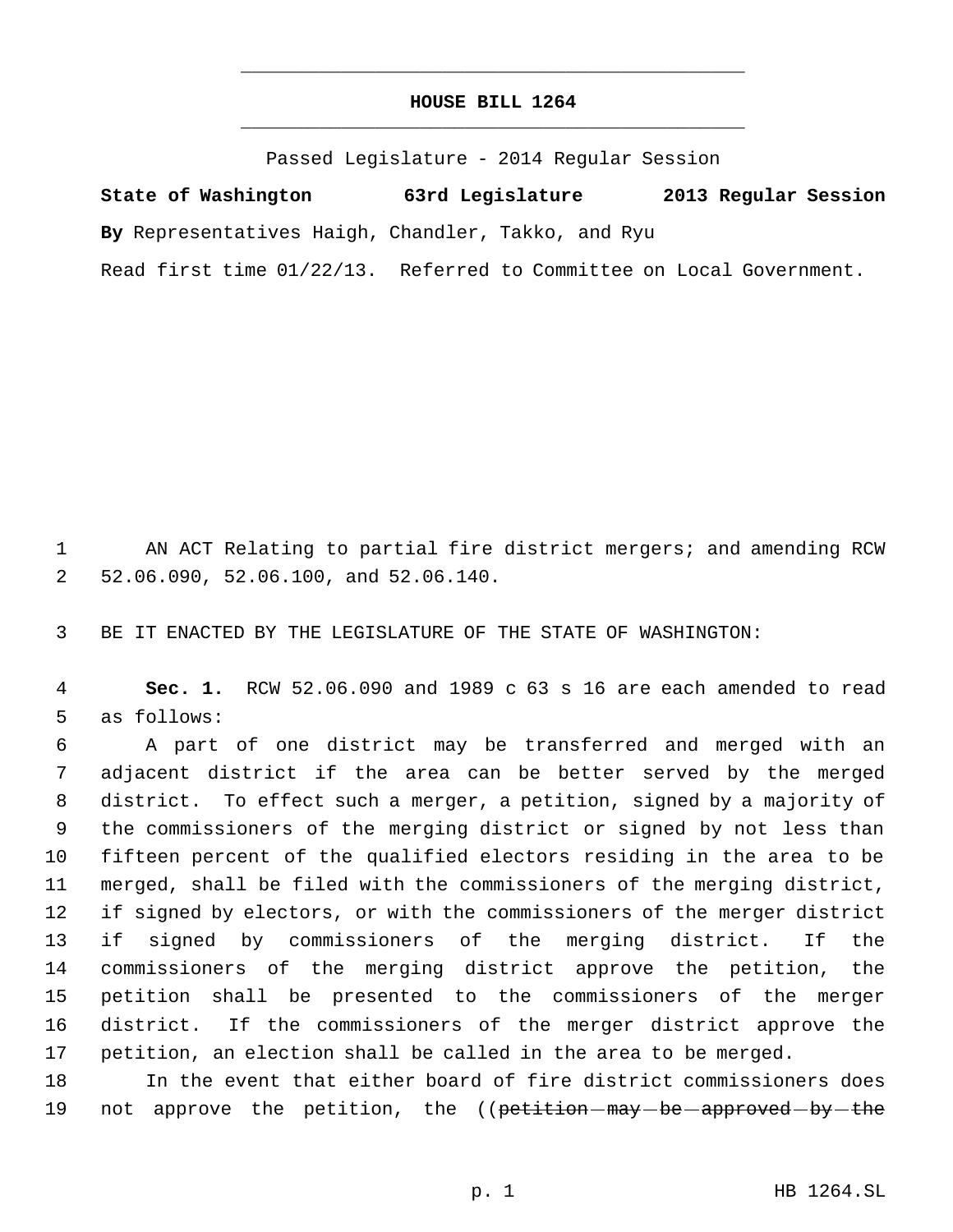# HOUSE BILL 1264

Passed Legislature - 2014 Regular Session

**State of Washington 63rd Legislature 2013 Regular Session**

**By** Representatives Haigh, Chandler, Takko, and Ryu

Read first time 01/22/13. Referred to Committee on Local Government.

AN ACT Relating to partial fire district mergers; and amending RCW 52.06.090, 52.06.100, and 52.06.140.

BE IT ENACTED BY THE LEGISLATURE OF THE STATE OF WASHINGTON:

**Sec. 1.** RCW 52.06.090 and 1989 c 63 s 16 are each amended to read as follows:

A part of one district may be transferred and merged with an adjacent district if the area can be better served by the merged district. To effect such a merger, a petition, signed by a majority of the commissioners of the merging district or signed by not less than fifteen percent of the qualified electors residing in the area to be merged, shall be filed with the commissioners of the merging district, if signed by electors, or with the commissioners of the merger district if signed by commissioners of the merging district. If the commissioners of the merging district approve the petition, the petition shall be presented to the commissioners of the merger district. If the commissioners of the merger district approve the petition, an election shall be called in the area to be merged.

In the event that either board of fire district commissioners does not approve the petition, the ((~~petition may be approved by the~~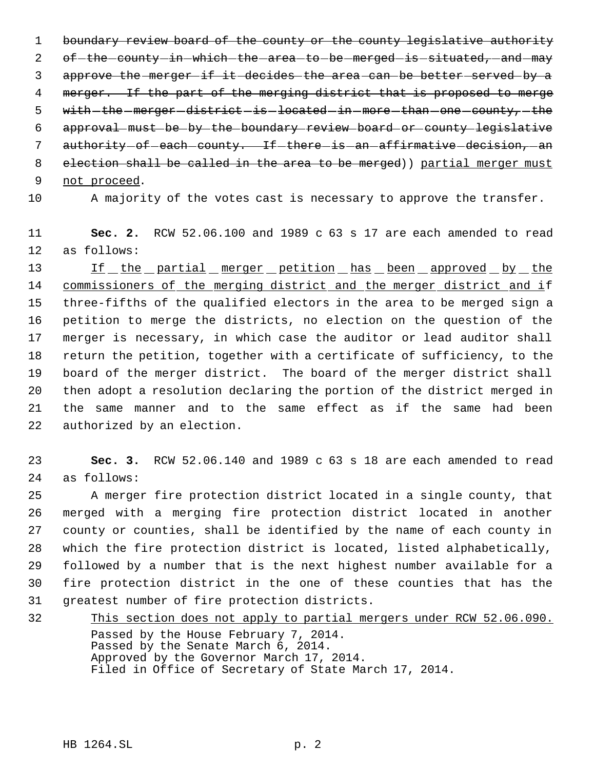~~boundary review board of the county or the county legislative authority of the county in which the area to be merged is situated, and may approve the merger if it decides the area can be better served by a merger. If the part of the merging district that is proposed to merge with the merger district is located in more than one county, the approval must be by the boundary review board or county legislative authority of each county. If there is an affirmative decision, an election shall be called in the area to be merged~~)) <u>partial merger must not proceed</u>.

A majority of the votes cast is necessary to approve the transfer.

**Sec. 2.** RCW 52.06.100 and 1989 c 63 s 17 are each amended to read as follows:

<u>If the partial merger petition has been approved by the commissioners of the merging district and the merger district and i</u>f three-fifths of the qualified electors in the area to be merged sign a petition to merge the districts, no election on the question of the merger is necessary, in which case the auditor or lead auditor shall return the petition, together with a certificate of sufficiency, to the board of the merger district. The board of the merger district shall then adopt a resolution declaring the portion of the district merged in the same manner and to the same effect as if the same had been authorized by an election.

**Sec. 3.** RCW 52.06.140 and 1989 c 63 s 18 are each amended to read as follows:

A merger fire protection district located in a single county, that merged with a merging fire protection district located in another county or counties, shall be identified by the name of each county in which the fire protection district is located, listed alphabetically, followed by a number that is the next highest number available for a fire protection district in the one of these counties that has the greatest number of fire protection districts.

<u>This section does not apply to partial mergers under RCW 52.06.090.</u>

Passed by the House February 7, 2014.
Passed by the Senate March 6, 2014.
Approved by the Governor March 17, 2014.
Filed in Office of Secretary of State March 17, 2014.